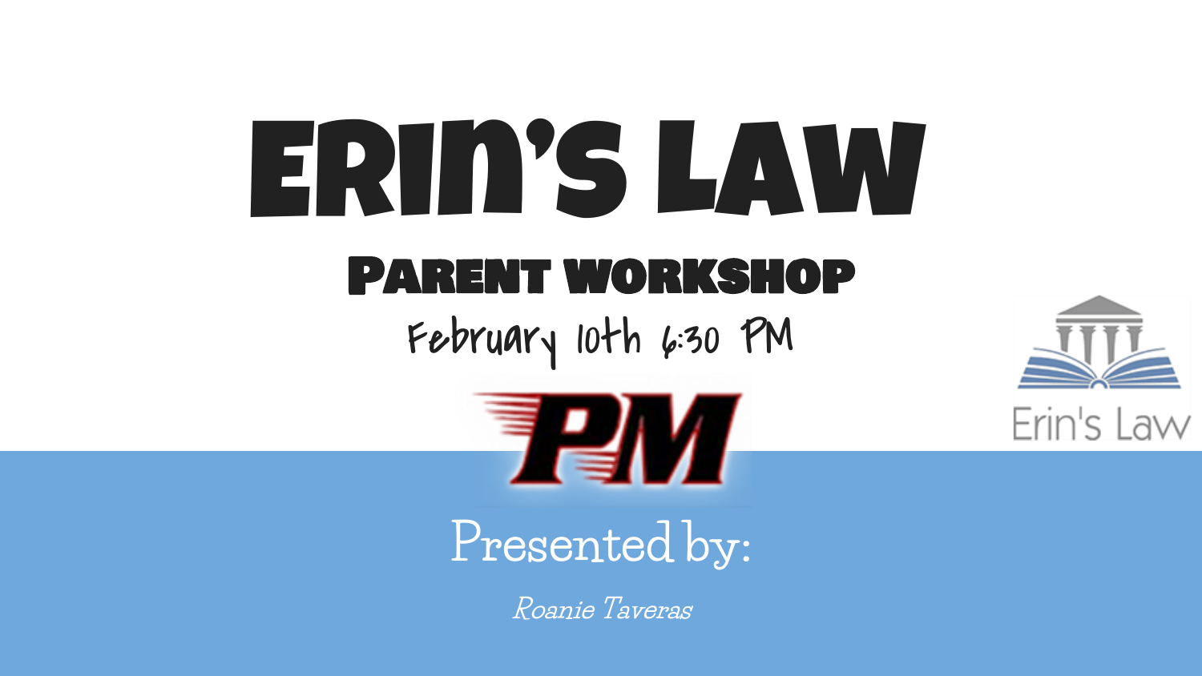# ERIN'S LAW

## PARENT WORKSHOP

February 10th 6:30 PM

PM

Erin's Law

Presented by:

*Roanie Taveras*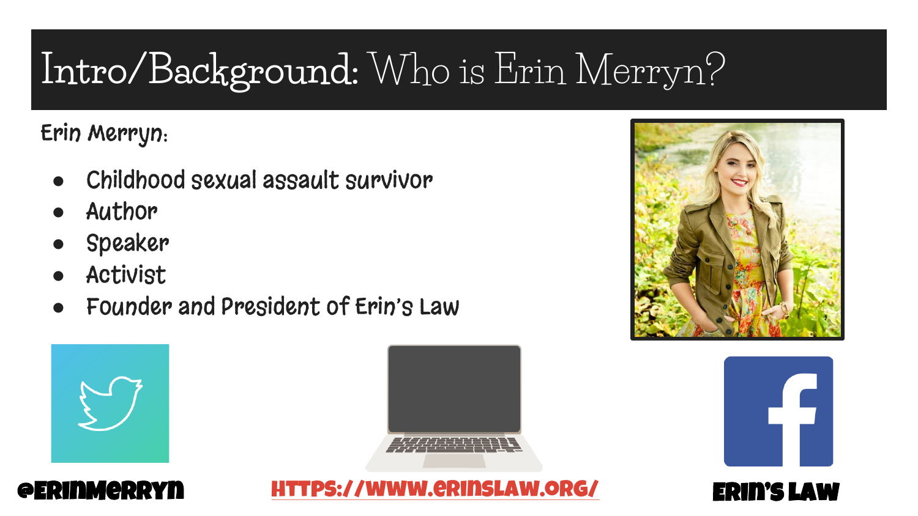# Intro/Background: Who is Erin Merryn?

Erin Merryn:

- Childhood sexual assault survivor
- Author
- Speaker
- Activist
- Founder and President of Erin's Law

@ERINMERRYN

HTTPS://WWW.ERINSLAW.ORG/

ERIN'S LAW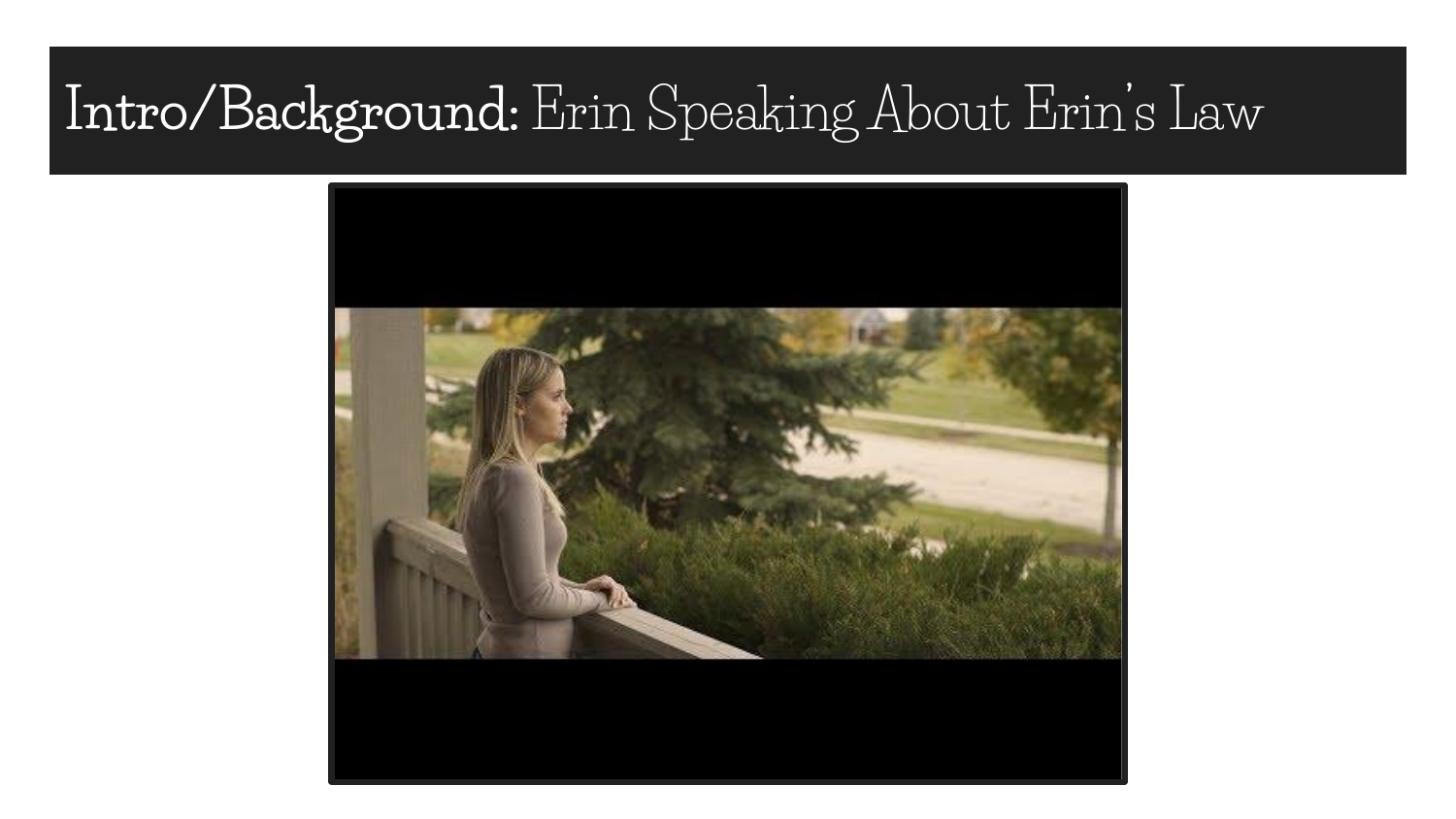# Intro/Background: Erin Speaking About Erin's Law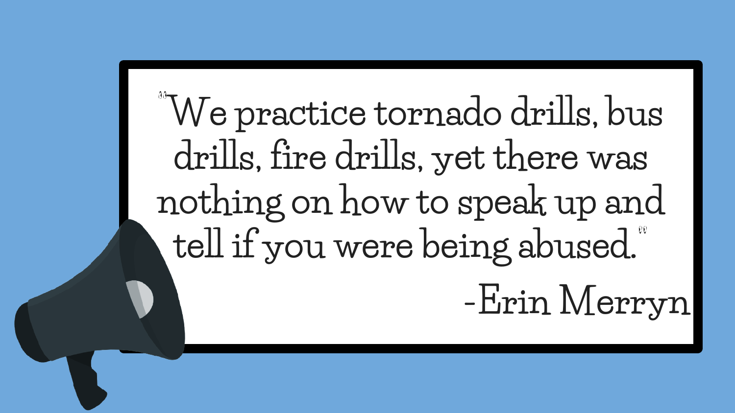"We practice tornado drills, bus drills, fire drills, yet there was nothing on how to speak up and tell if you were being abused."

-Erin Merryn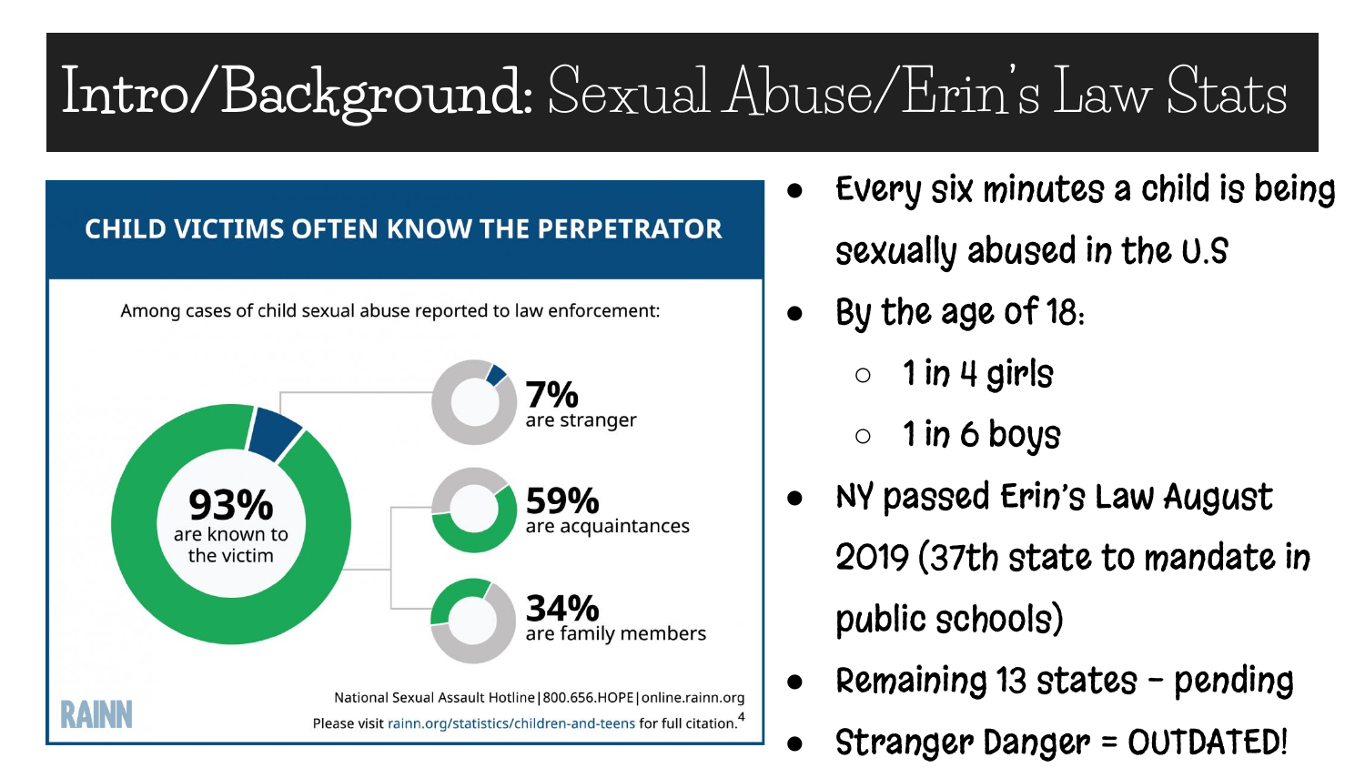# Intro/Background: Sexual Abuse/Erin's Law Stats

**CHILD VICTIMS OFTEN KNOW THE PERPETRATOR**

Among cases of child sexual abuse reported to law enforcement:

- **93%** are known to the victim
  - **7%** are stranger
  - **59%** are acquaintances
  - **34%** are family members

RAINN

National Sexual Assault Hotline | 800.656.HOPE | online.rainn.org

Please visit rainn.org/statistics/children-and-teens for full citation.[4]

- Every six minutes a child is being sexually abused in the U.S
- By the age of 18:
  - 1 in 4 girls
  - 1 in 6 boys
- NY passed Erin's Law August 2019 (37th state to mandate in public schools)
- Remaining 13 states - pending
- Stranger Danger = OUTDATED!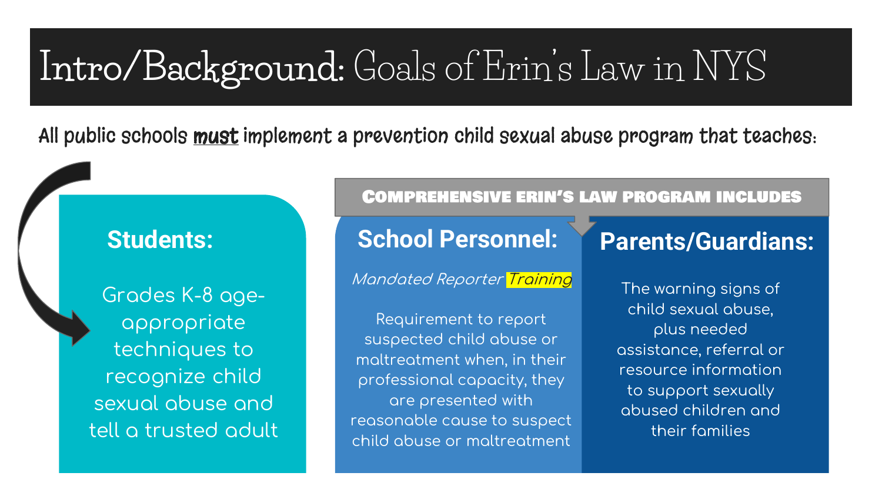# Intro/Background: Goals of Erin's Law in NYS

All public schools **must** implement a prevention child sexual abuse program that teaches:

## Students:

Grades K-8 age-appropriate techniques to recognize child sexual abuse and tell a trusted adult

**COMPREHENSIVE ERIN'S LAW PROGRAM INCLUDES**

## School Personnel:

*Mandated Reporter Training*

Requirement to report suspected child abuse or maltreatment when, in their professional capacity, they are presented with reasonable cause to suspect child abuse or maltreatment

## Parents/Guardians:

The warning signs of child sexual abuse, plus needed assistance, referral or resource information to support sexually abused children and their families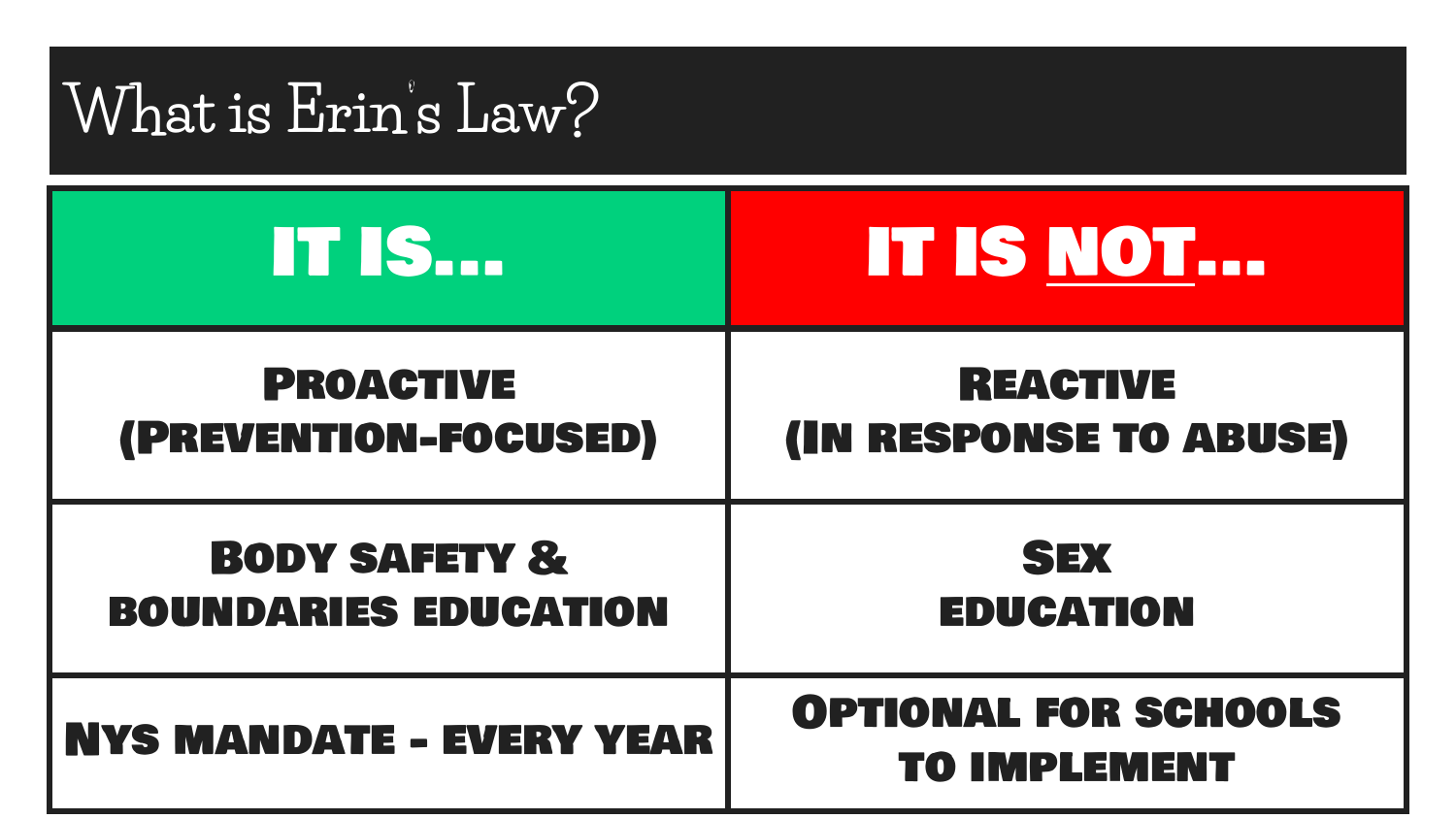# What is Erin's Law?

| IT IS... | IT IS NOT... |
| --- | --- |
| PROACTIVE (PREVENTION-FOCUSED) | REACTIVE (IN RESPONSE TO ABUSE) |
| BODY SAFETY & BOUNDARIES EDUCATION | SEX EDUCATION |
| NYS MANDATE - EVERY YEAR | OPTIONAL FOR SCHOOLS TO IMPLEMENT |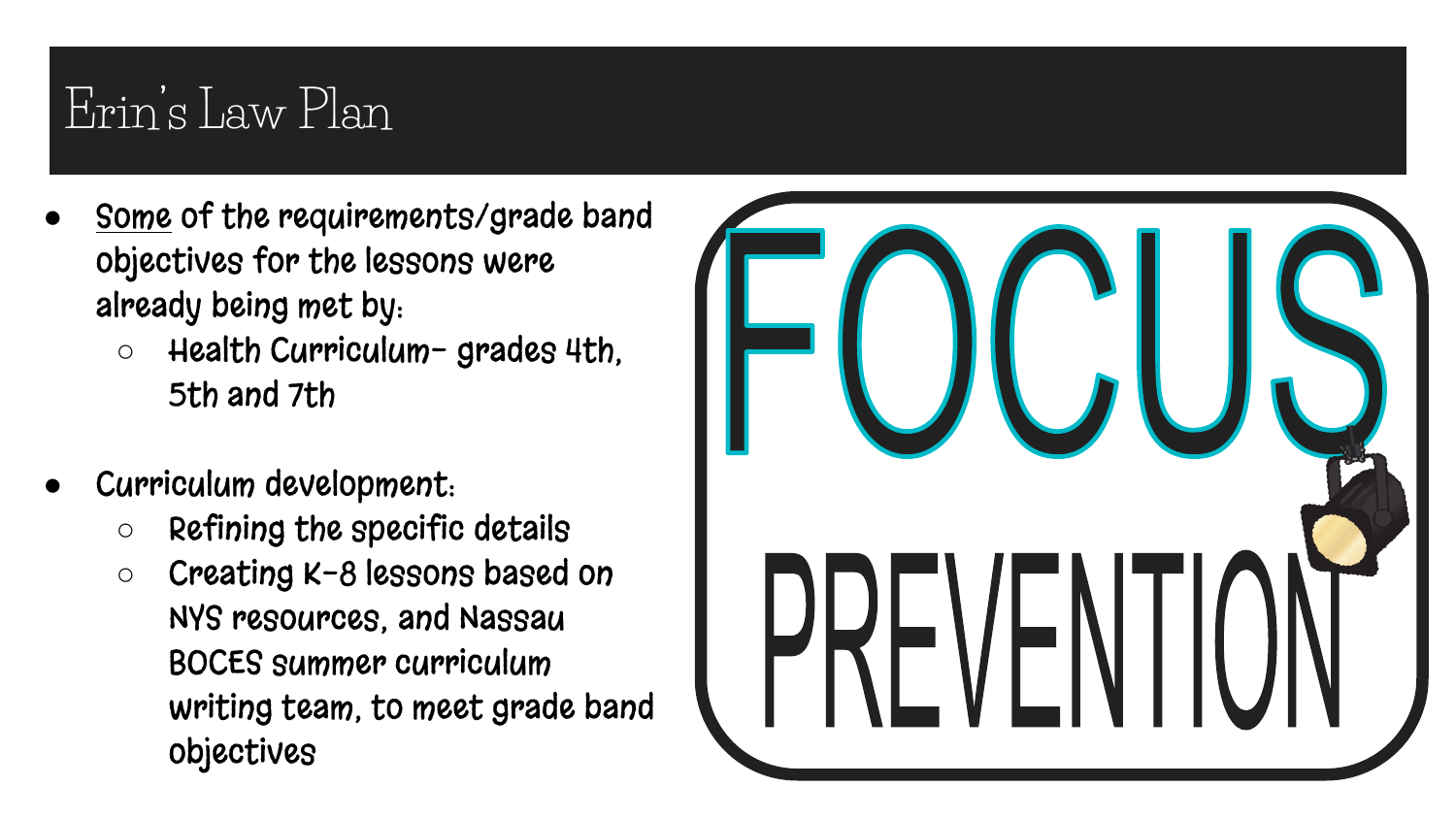# Erin's Law Plan

- <u>Some</u> of the requirements/grade band objectives for the lessons were already being met by:
  - Health Curriculum- grades 4th, 5th and 7th
- Curriculum development:
  - Refining the specific details
  - Creating K-8 lessons based on NYS resources, and Nassau BOCES summer curriculum writing team, to meet grade band objectives

FOCUS

PREVENTION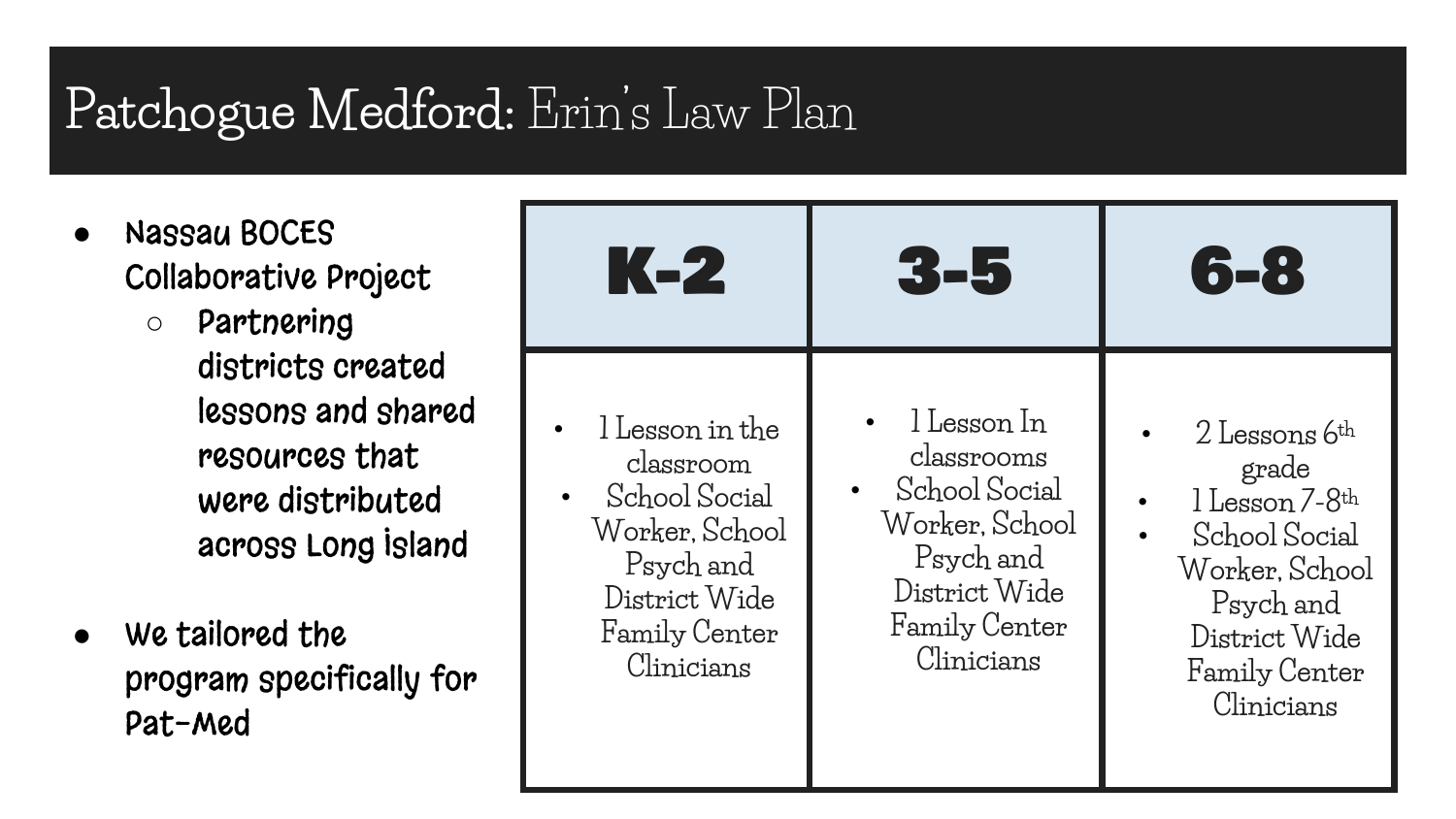# Patchogue Medford: Erin's Law Plan

- **Nassau BOCES Collaborative Project**
  - **Partnering districts created lessons and shared resources that were distributed across Long island**
- **We tailored the program specifically for Pat-Med**

| K-2 | 3-5 | 6-8 |
| --- | --- | --- |
| • 1 Lesson in the classroom<br>• School Social Worker, School Psych and District Wide Family Center Clinicians | • 1 Lesson In classrooms<br>• School Social Worker, School Psych and District Wide Family Center Clinicians | • 2 Lessons 6th grade<br>• 1 Lesson 7-8th<br>• School Social Worker, School Psych and District Wide Family Center Clinicians |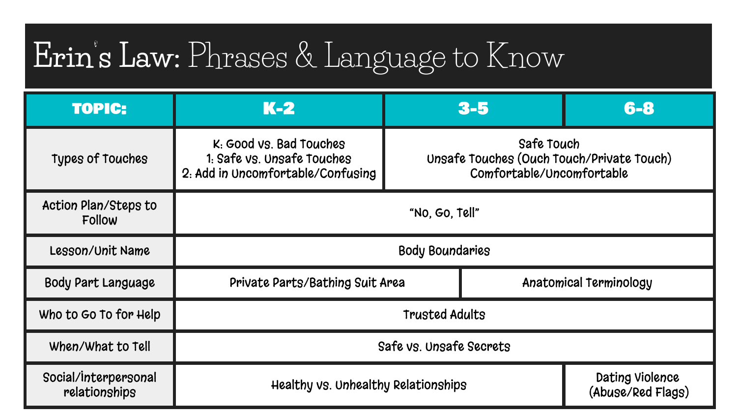# Erin's Law: Phrases & Language to Know

| TOPIC: | K-2 | 3-5 | 6-8 |
|---|---|---|---|
| Types of Touches | K: Good vs. Bad Touches<br>1: Safe vs. Unsafe Touches<br>2: Add in Uncomfortable/Confusing | Safe Touch<br>Unsafe Touches (Ouch Touch/Private Touch)<br>Comfortable/Uncomfortable | |
| Action Plan/Steps to Follow | "No, Go, Tell" | | |
| Lesson/Unit Name | Body Boundaries | | |
| Body Part Language | Private Parts/Bathing Suit Area | | Anatomical Terminology |
| Who to Go To for Help | Trusted Adults | | |
| When/What to Tell | Safe vs. Unsafe Secrets | | |
| Social/interpersonal relationships | Healthy vs. Unhealthy Relationships | | Dating Violence (Abuse/Red Flags) |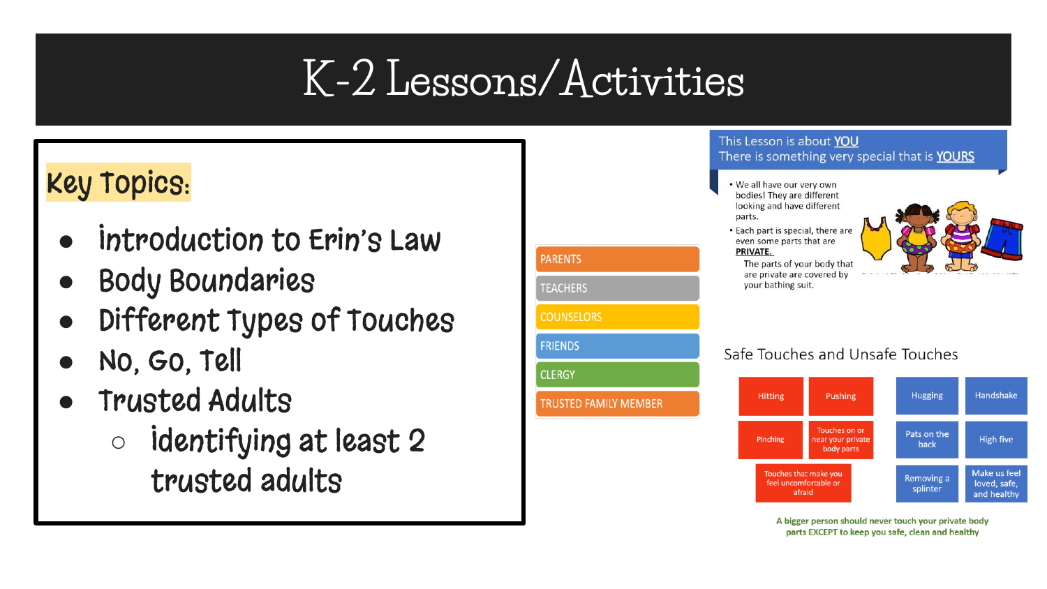# K-2 Lessons/Activities

**Key Topics:**

- Introduction to Erin's Law
- Body Boundaries
- Different Types of Touches
- No, Go, Tell
- Trusted Adults
  - Identifying at least 2 trusted adults

- PARENTS
- TEACHERS
- COUNSELORS
- FRIENDS
- CLERGY
- TRUSTED FAMILY MEMBER

This Lesson is about **YOU**
There is something very special that is **YOURS**

- We all have our very own bodies! They are different looking and have different parts.
- Each part is special, there are even some parts that are **PRIVATE.**

The parts of your body that are private are covered by your bathing suit.

## Safe Touches and Unsafe Touches

| Unsafe Touches | | Safe Touches | |
|---|---|---|---|
| Hitting | Pushing | Hugging | Handshake |
| Pinching | Touches on or near your private body parts | Pats on the back | High five |
| Touches that make you feel uncomfortable or afraid | | Removing a splinter | Make us feel loved, safe, and healthy |

**A bigger person should never touch your private body parts EXCEPT to keep you safe, clean and healthy**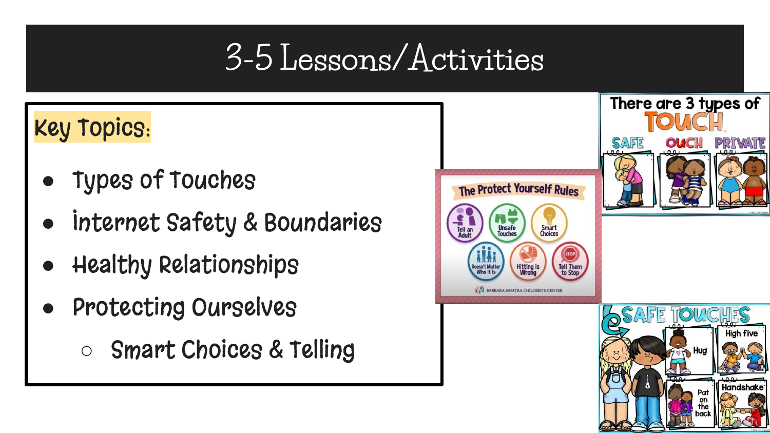# 3-5 Lessons/Activities

**Key Topics:**

- Types of Touches
- Internet Safety & Boundaries
- Healthy Relationships
- Protecting Ourselves
  - Smart Choices & Telling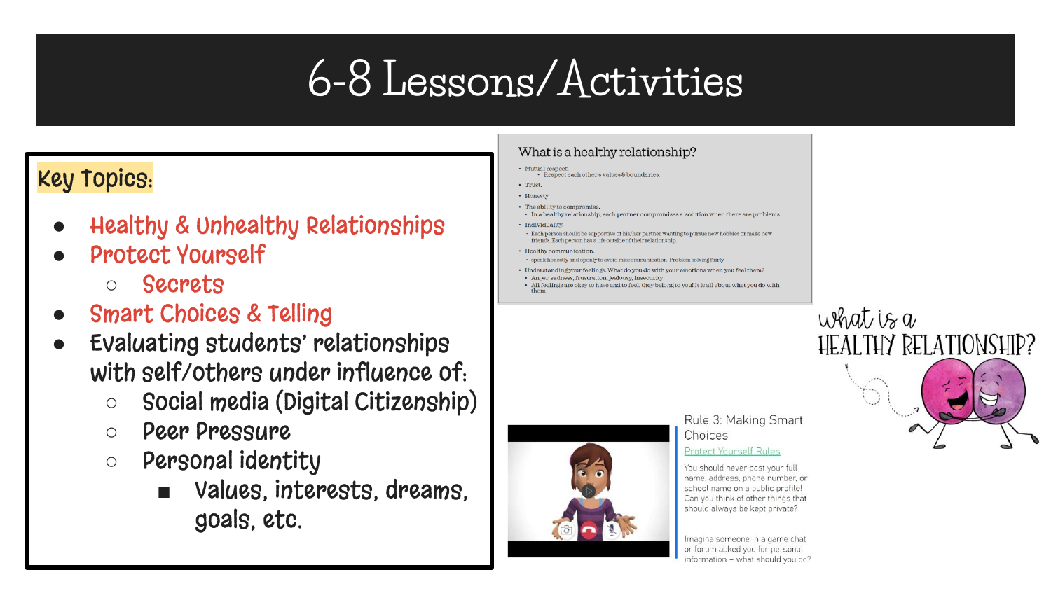# 6-8 Lessons/Activities

**Key Topics:**

- Healthy & Unhealthy Relationships
- Protect Yourself
  - Secrets
- Smart Choices & Telling
- Evaluating students' relationships with self/others under influence of:
  - Social media (Digital Citizenship)
  - Peer Pressure
  - Personal identity
    - Values, interests, dreams, goals, etc.

### What is a healthy relationship?

- Mutual respect.
  - Respect each other's values & boundaries.
- Trust.
- Honesty.
- The ability to compromise.
  - In a healthy relationship, each partner compromises a solution when there are problems.
- Individuality.
  - Each person should be supportive of his/her partner wanting to pursue new hobbies or make new friends. Each person has a life outside of their relationship.
- Healthy communication.
  - speak honestly and openly to avoid miscommunication. Problem solving fairly
- Understanding your feelings. What do you do with your emotions when you feel them?
  - Anger, sadness, frustration, jealousy, insecurity
  - All feelings are okay to have and to feel, they belong to you! It is all about what you do with them.

what is a HEALTHY RELATIONSHIP?

Rule 3: Making Smart Choices

Protect Yourself Rules

You should never post your full name, address, phone number, or school name on a public profile! Can you think of other things that should always be kept private?

Imagine someone in a game chat or forum asked you for personal information – what should you do?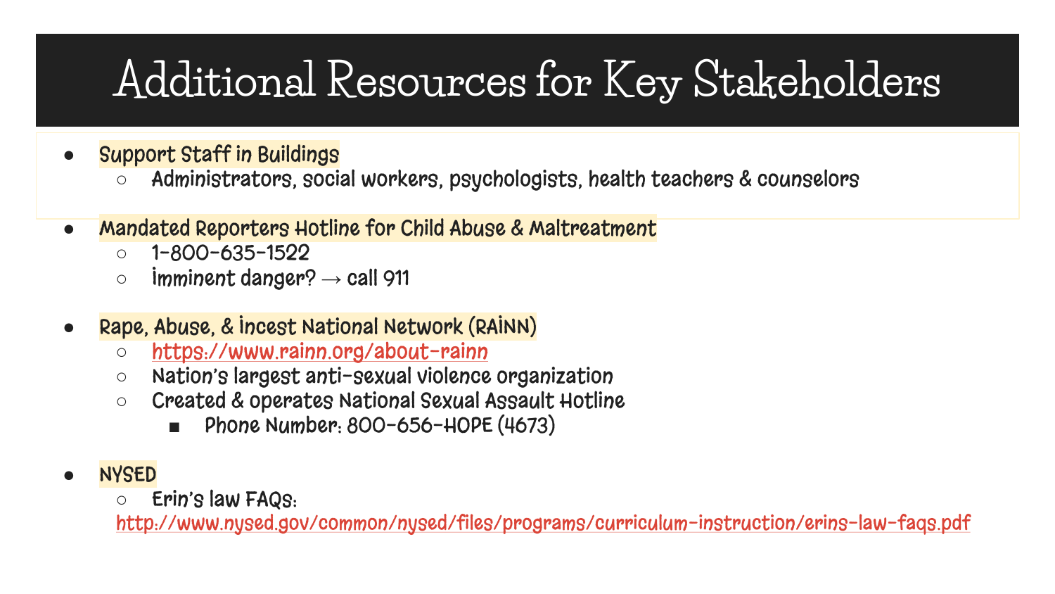# Additional Resources for Key Stakeholders

- Support Staff in Buildings
  - Administrators, social workers, psychologists, health teachers & counselors
- Mandated Reporters Hotline for Child Abuse & Maltreatment
  - 1-800-635-1522
  - Imminent danger? → call 911
- Rape, Abuse, & Incest National Network (RAINN)
  - https://www.rainn.org/about-rainn
  - Nation's largest anti-sexual violence organization
  - Created & operates National Sexual Assault Hotline
    - Phone Number: 800-656-HOPE (4673)
- NYSED
  - Erin's law FAQs: http://www.nysed.gov/common/nysed/files/programs/curriculum-instruction/erins-law-faqs.pdf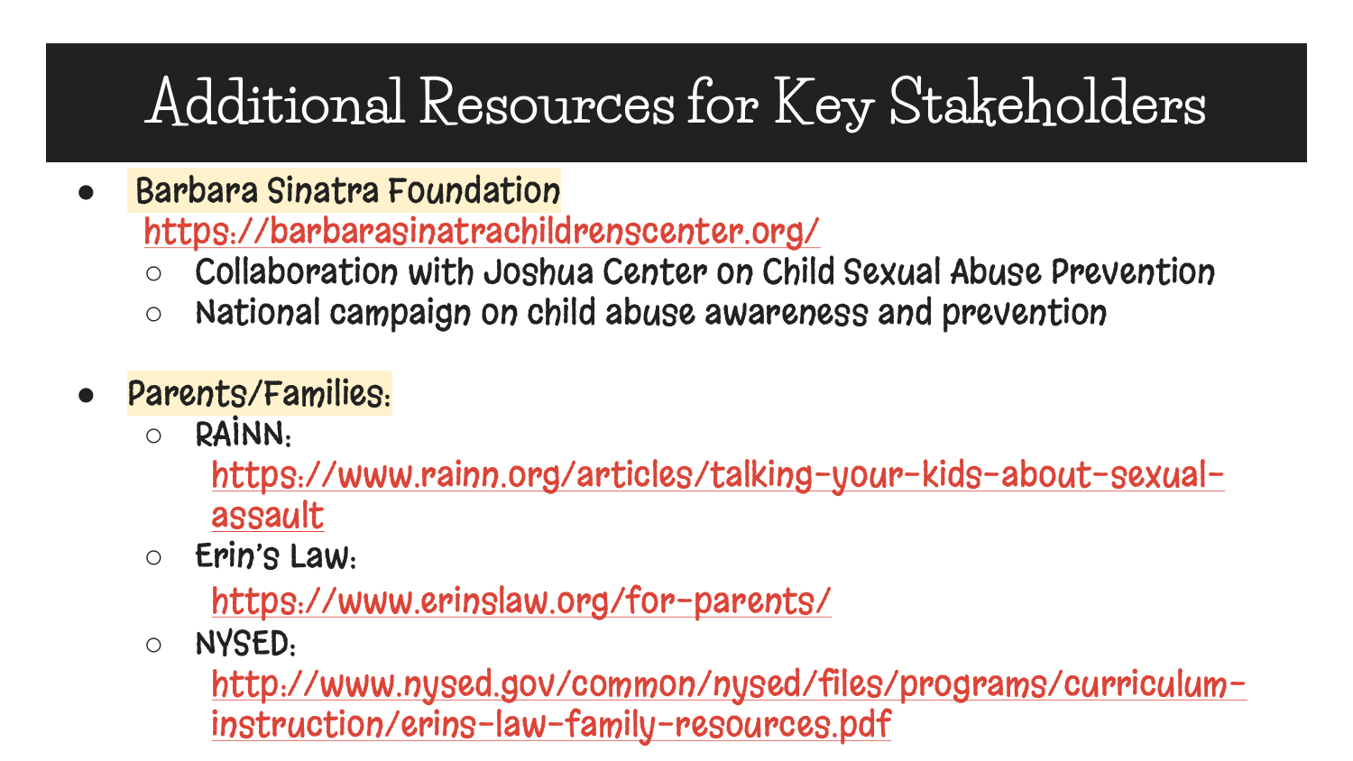# Additional Resources for Key Stakeholders

- Barbara Sinatra Foundation
  https://barbarasinatrachildrenscenter.org/
  - Collaboration with Joshua Center on Child Sexual Abuse Prevention
  - National campaign on child abuse awareness and prevention

- Parents/Families:
  - RAINN:
    https://www.rainn.org/articles/talking-your-kids-about-sexual-assault
  - Erin's Law:
    https://www.erinslaw.org/for-parents/
  - NYSED:
    http://www.nysed.gov/common/nysed/files/programs/curriculum-instruction/erins-law-family-resources.pdf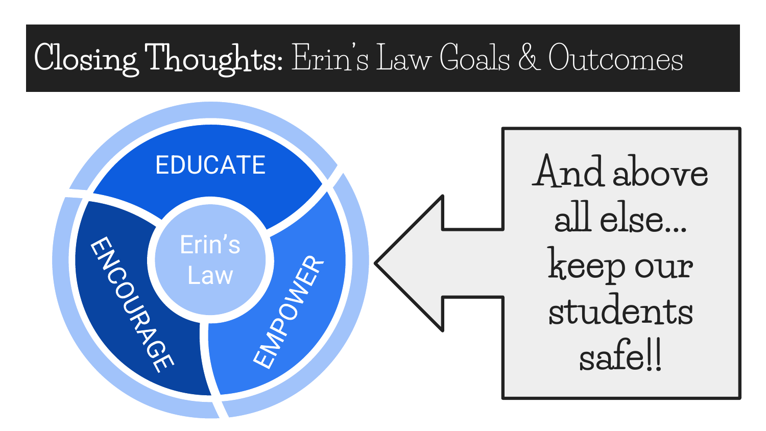# Closing Thoughts: Erin's Law Goals & Outcomes

EDUCATE

ENCOURAGE

EMPOWER

Erin's Law

And above all else... keep our students safe!!